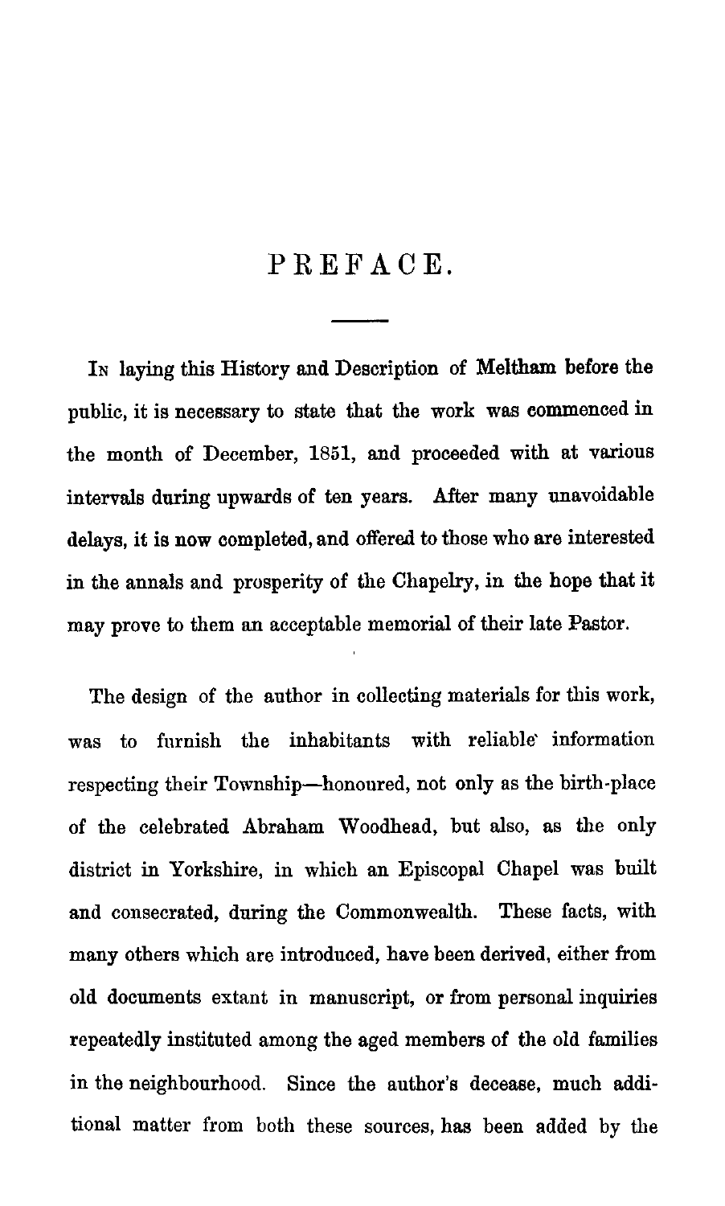# PREFACE.

In laying this History and Description of Meltham before the public, it is necessary to state that the work was commenced in the month of December, 1851, and proceeded with at various intervals during upwards of ten years. After many unavoidable delays, it is now completed, and offered to those who are interested in the annals and prosperity of the Chapelry, in the hope that it may prove to them an acceptable memorial of their late Pastor.

The design of the author in collecting materials for this work, was to furnish the inhabitants with reliable information respecting their Township—honoured, not only as the birth-place of the celebrated Abraham Woodhead, but also, as the only district in Yorkshire, in which an Episcopal Chapel was built and consecrated, during the Commonwealth. These facts, with many others which are introduced, have been derived, either from old documents extant in manuscript, or from personal inquiries repeatedly instituted among the aged members of the old families in the neighbourhood. Since the author's decease, much additional matter from both these sources, has been added by the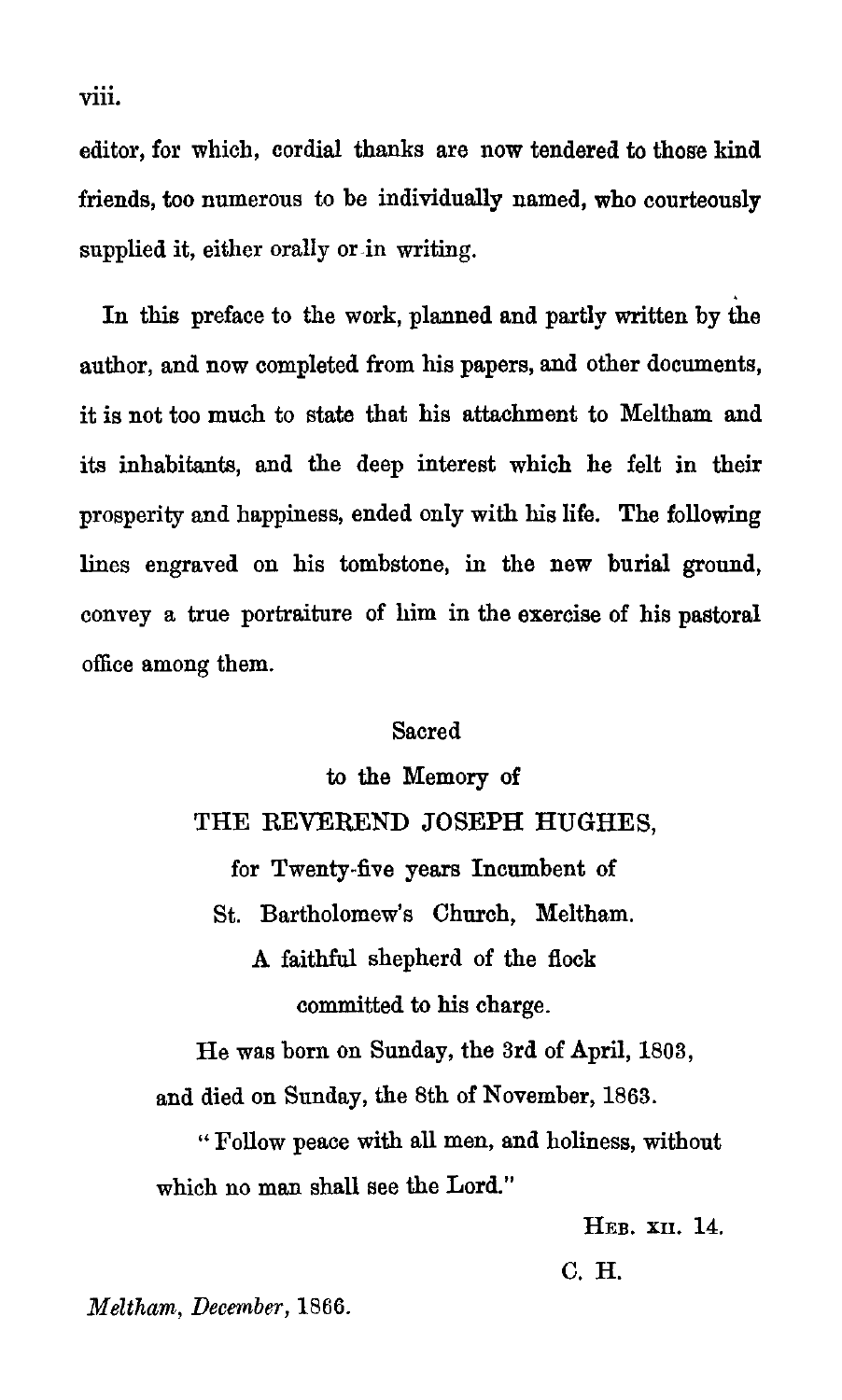editor, for which, cordial thanks are now tendered to those kind friends, too numerous to be individually named, who courteously supplied it, either orally or in writing.

In this preface to the work, planned and partly written by the author, and now completed from his papers, and other documents, it is not too much to state that his attachment to Meltham and its inhabitants, and the deep interest which he felt in their prosperity and happiness, ended only with his life. The following lines engraved on his tombstone, in the new burial ground, convey a true portraiture of him in the exercise of his pastoral office among them.

Sacred

to the Memory of

THE REVEREND JOSEPH HUGHES,

for Twenty-five years Incumbent of

St. Bartholomew's Church, Meltham.

A faithful shepherd of the flock

committed to his charge.

He was born on Sunday, the 3rd of April, 1803,

and died on Sunday, the 8th of November, 1863.

"Follow peace with all men, and holiness, without which no man shall see the Lord."

HEB. XII. 14.

C. H.

*Meltham, December,* 1866.